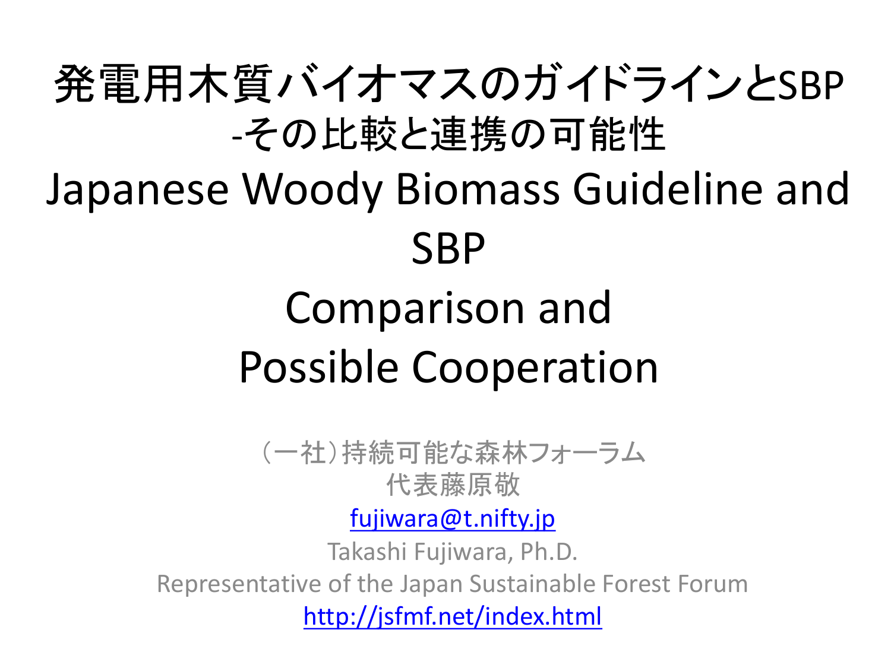# 発電用木質バイオマスのガイドラインとSBP
# -その比較と連携の可能性
# Japanese Woody Biomass Guideline and SBP
# Comparison and Possible Cooperation

（一社）持続可能な森林フォーラム
代表藤原敬
fujiwara@t.nifty.jp
Takashi Fujiwara, Ph.D.
Representative of the Japan Sustainable Forest Forum
http://jsfmf.net/index.html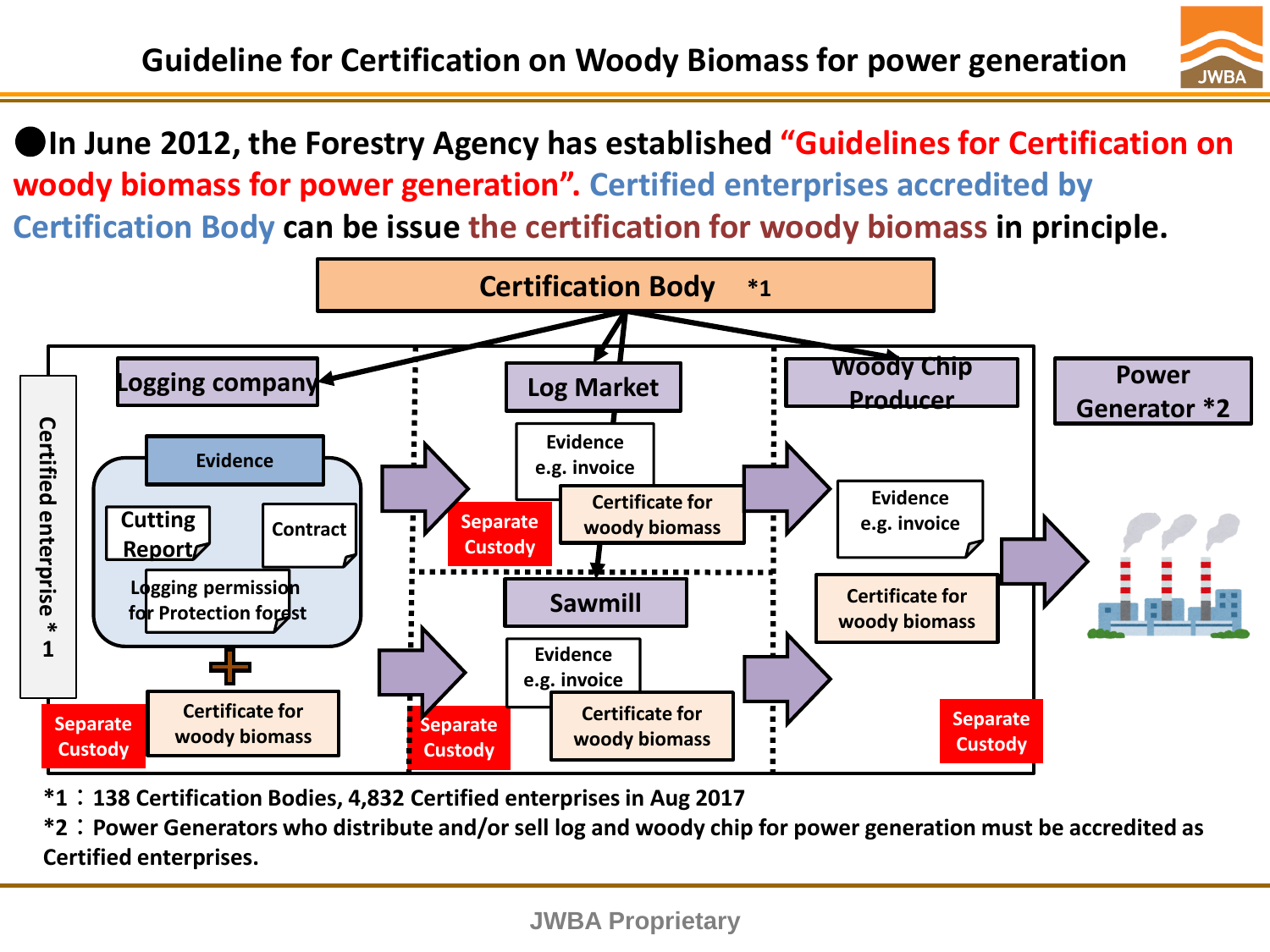# Guideline for Certification on Woody Biomass for power generation

● In June 2012, the Forestry Agency has established **"Guidelines for Certification on woody biomass for power generation".** Certified enterprises accredited by Certification Body can be issue the certification for woody biomass in principle.

Certification Body *1

Certified enterprise *1

Logging company

- Evidence
  - Cutting Report
  - Contract
  - Logging permission for Protection forest
- +
- Certificate for woody biomass
- Separate Custody

Log Market

- Evidence e.g. invoice
- Certificate for woody biomass
- Separate Custody

Sawmill

- Evidence e.g. invoice
- Certificate for woody biomass
- Separate Custody

Woody Chip Producer

- Evidence e.g. invoice
- Certificate for woody biomass
- Separate Custody

Power Generator *2

*1 ： 138 Certification Bodies, 4,832 Certified enterprises in Aug 2017

*2 ： Power Generators who distribute and/or sell log and woody chip for power generation must be accredited as Certified enterprises.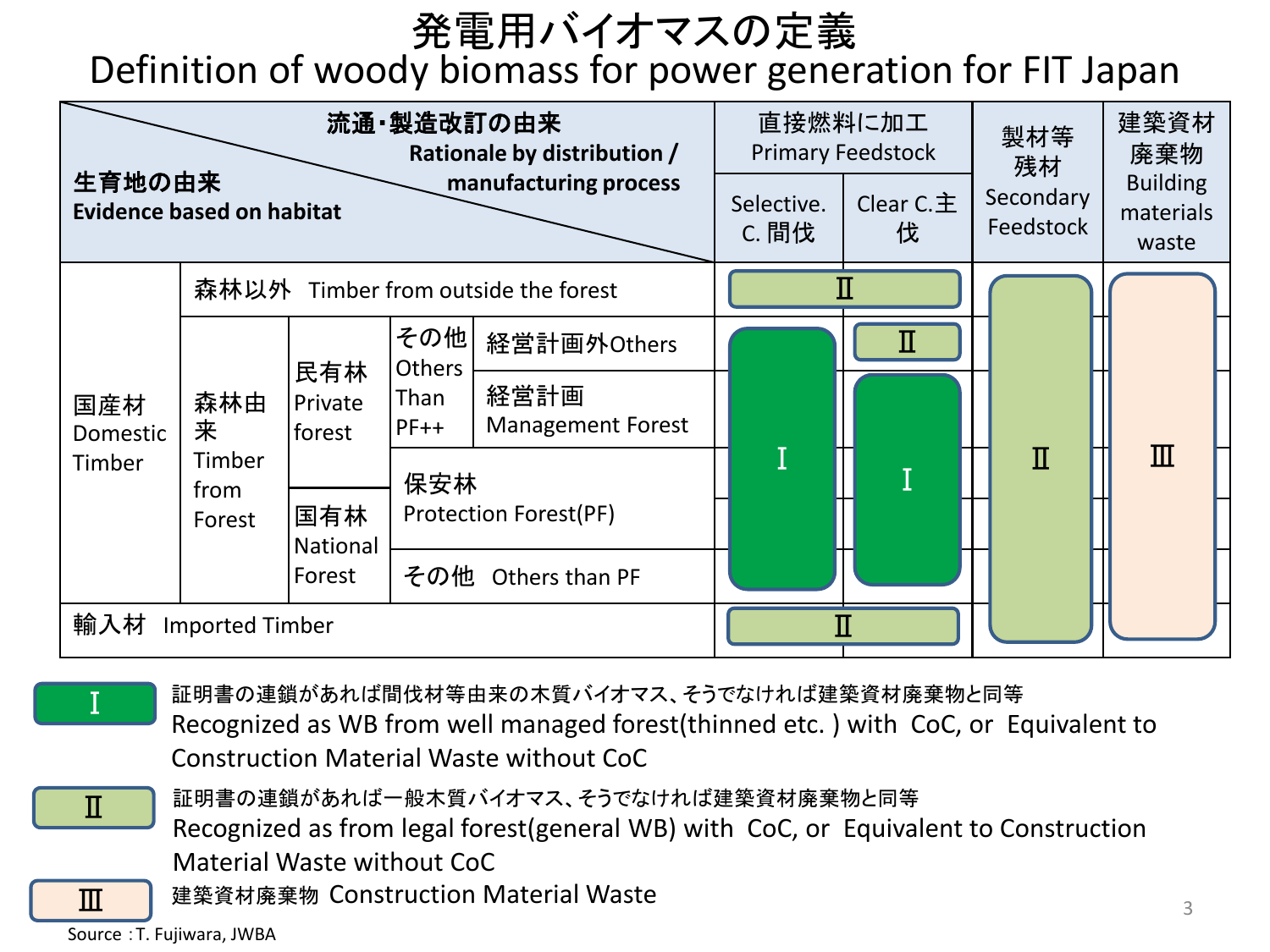# 発電用バイオマスの定義
# Definition of woody biomass for power generation for FIT Japan

| 生育地の由来 Evidence based on habitat ＼ 流通・製造改訂の由来 Rationale by distribution / manufacturing process | | | | 直接燃料に加工 Primary Feedstock: Selective. C. 間伐 | 直接燃料に加工 Primary Feedstock: Clear C.主伐 | 製材等残材 Secondary Feedstock | 建築資材廃棄物 Building materials waste |
|---|---|---|---|---|---|---|---|
| 国産材 Domestic Timber | 森林以外 Timber from outside the forest | | | Ⅱ | Ⅱ | Ⅱ | Ⅲ |
| 国産材 Domestic Timber | 森林由来 Timber from Forest | 民有林 Private forest | その他 Others Than PF++ / 経営計画外Others | Ⅰ | Ⅱ | Ⅱ | Ⅲ |
| 国産材 Domestic Timber | 森林由来 Timber from Forest | 民有林 Private forest | その他 Others Than PF++ / 経営計画 Management Forest | Ⅰ | Ⅰ | Ⅱ | Ⅲ |
| 国産材 Domestic Timber | 森林由来 Timber from Forest | 民有林 Private forest / 国有林 National Forest | 保安林 Protection Forest(PF) | Ⅰ | Ⅰ | Ⅱ | Ⅲ |
| 国産材 Domestic Timber | 森林由来 Timber from Forest | 国有林 National Forest | その他 Others than PF | Ⅰ | Ⅰ | Ⅱ | Ⅲ |
| 輸入材 Imported Timber | | | | Ⅱ | Ⅱ | Ⅱ | Ⅲ |

- **Ⅰ**: 証明書の連鎖があれば間伐材等由来の木質バイオマス、そうでなければ建築資材廃棄物と同等
  Recognized as WB from well managed forest(thinned etc. ) with CoC, or Equivalent to Construction Material Waste without CoC
- **Ⅱ**: 証明書の連鎖があれば一般木質バイオマス、そうでなければ建築資材廃棄物と同等
  Recognized as from legal forest(general WB) with CoC, or Equivalent to Construction Material Waste without CoC
- **Ⅲ**: 建築資材廃棄物 Construction Material Waste

Source：T. Fujiwara, JWBA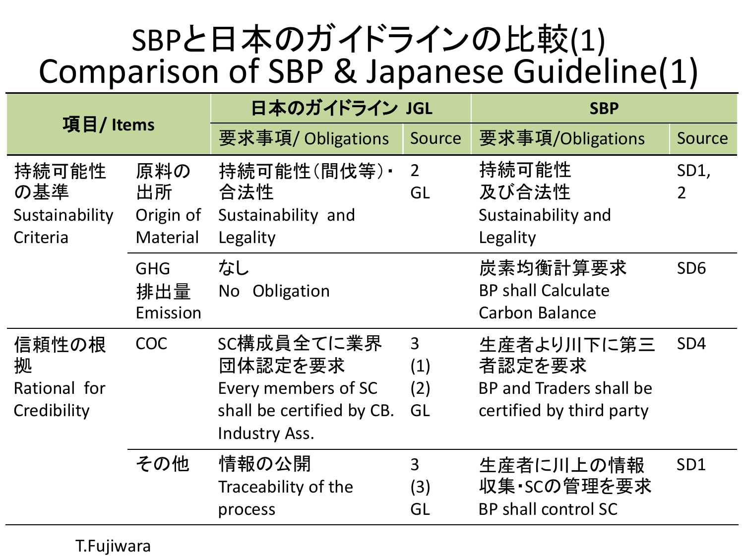# SBPと日本のガイドラインの比較(1)
# Comparison of SBP & Japanese Guideline(1)

| 項目/ Items | | 日本のガイドライン JGL | | SBP | |
|---|---|---|---|---|---|
| | | 要求事項/ Obligations | Source | 要求事項/Obligations | Source |
| 持続可能性の基準 Sustainability Criteria | 原料の出所 Origin of Material | 持続可能性（間伐等）・合法性 Sustainability and Legality | 2 GL | 持続可能性及び合法性 Sustainability and Legality | SD1, 2 |
| | GHG 排出量 Emission | なし No Obligation | | 炭素均衡計算要求 BP shall Calculate Carbon Balance | SD6 |
| 信頼性の根拠 Rational for Credibility | COC | SC構成員全てに業界団体認定を要求 Every members of SC shall be certified by CB. Industry Ass. | 3 (1) (2) GL | 生産者より川下に第三者認定を要求 BP and Traders shall be certified by third party | SD4 |
| | その他 | 情報の公開 Traceability of the process | 3 (3) GL | 生産者に川上の情報収集・SCの管理を要求 BP shall control SC | SD1 |

T.Fujiwara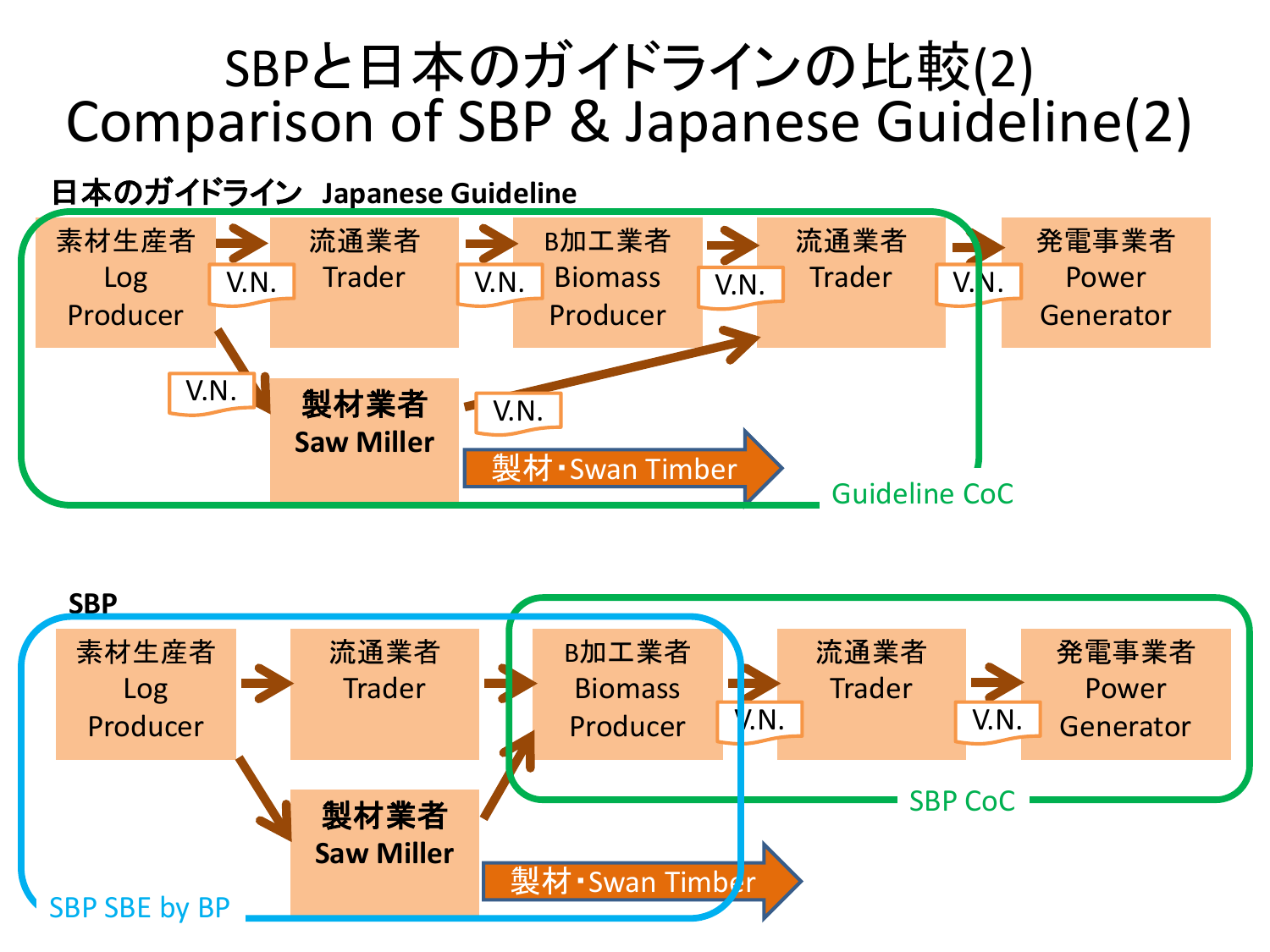# SBPと日本のガイドラインの比較(2)
# Comparison of SBP & Japanese Guideline(2)

**日本のガイドライン Japanese Guideline**

素材生産者 Log Producer → V.N. → 流通業者 Trader → V.N. → B加工業者 Biomass Producer → V.N. → 流通業者 Trader → V.N. → 発電事業者 Power Generator

素材生産者 Log Producer → V.N. → **製材業者 Saw Miller** → V.N. → 流通業者 Trader

製材・Swan Timber

Guideline CoC

**SBP**

素材生産者 Log Producer → 流通業者 Trader → B加工業者 Biomass Producer → V.N. → 流通業者 Trader → V.N. → 発電事業者 Power Generator

素材生産者 Log Producer → **製材業者 Saw Miller** → B加工業者 Biomass Producer

製材・Swan Timber

SBP SBE by BP

SBP CoC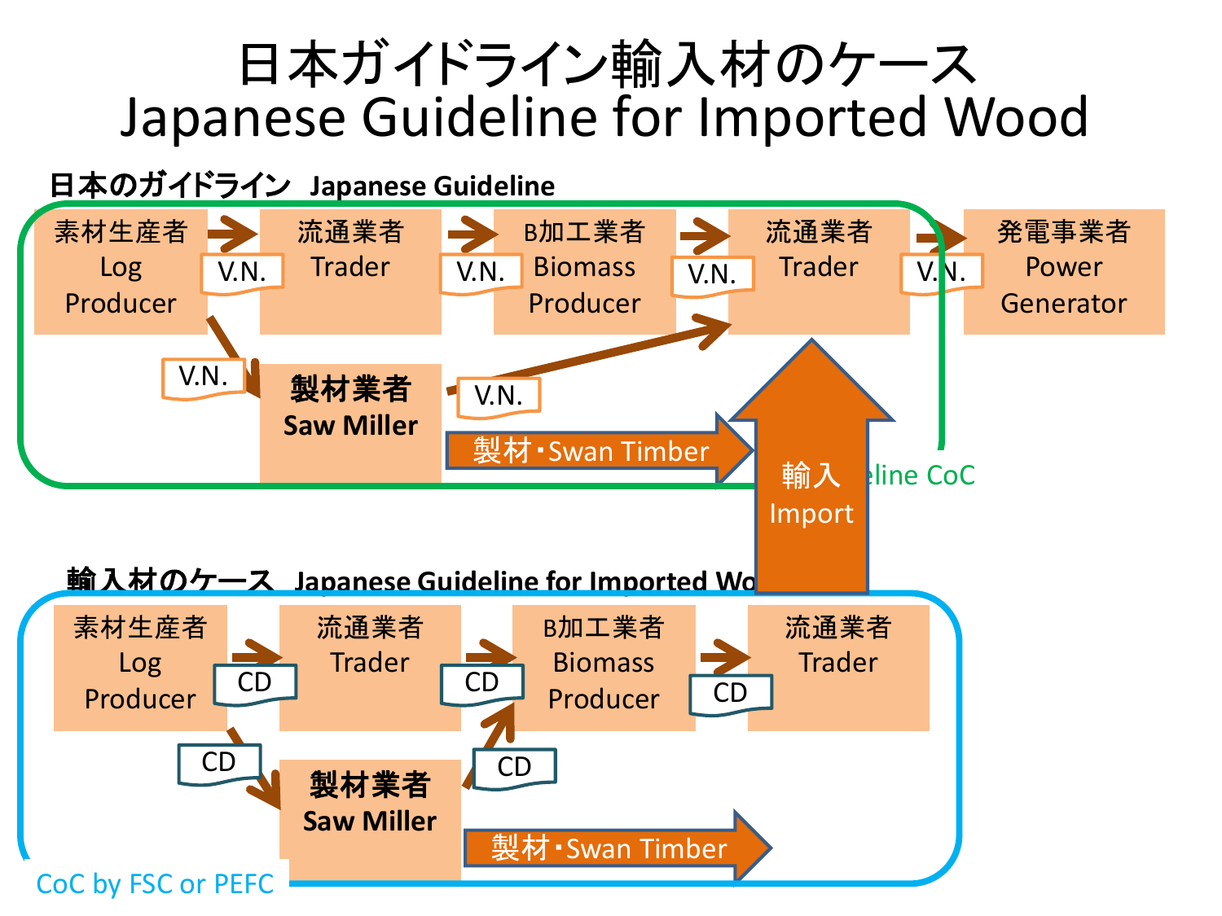# 日本ガイドライン輸入材のケース
# Japanese Guideline for Imported Wood

## 日本のガイドライン Japanese Guideline

素材生産者 Log Producer → V.N. → 流通業者 Trader → V.N. → B加工業者 Biomass Producer → V.N. → 流通業者 Trader → V.N. → 発電事業者 Power Generator

素材生産者 Log Producer → V.N. → **製材業者 Saw Miller** → V.N. → 流通業者 Trader

**製材業者 Saw Miller** → 製材・Swan Timber

Guideline CoC

輸入 Import

## 輸入材のケース Japanese Guideline for Imported Wood

素材生産者 Log Producer → CD → 流通業者 Trader → CD → B加工業者 Biomass Producer → CD → 流通業者 Trader

素材生産者 Log Producer → CD → **製材業者 Saw Miller** → CD → B加工業者 Biomass Producer

**製材業者 Saw Miller** → 製材・Swan Timber

CoC by FSC or PEFC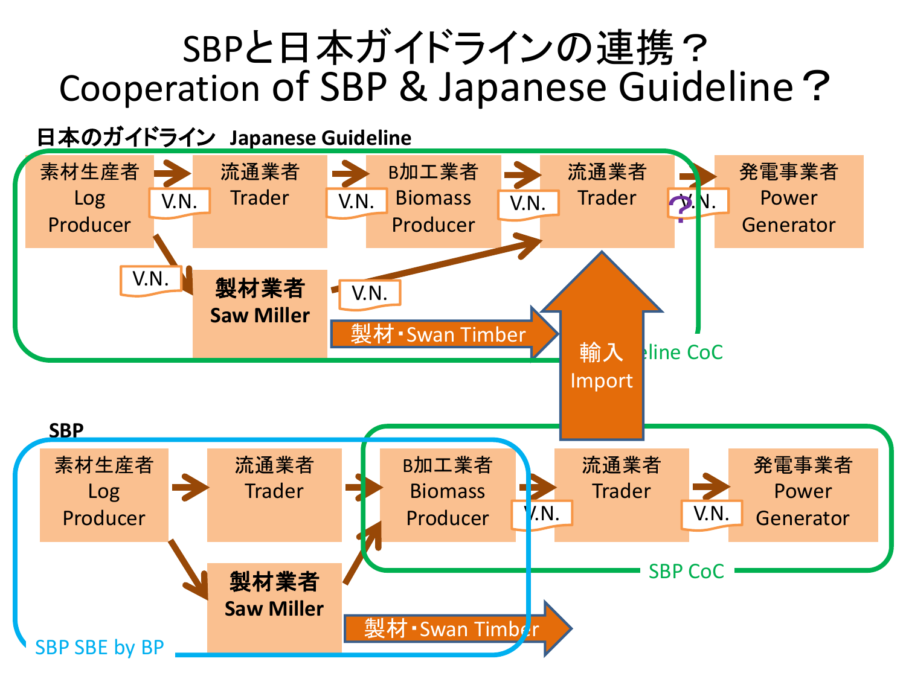# SBPと日本ガイドラインの連携？
# Cooperation of SBP & Japanese Guideline？

日本のガイドライン Japanese Guideline

素材生産者 Log Producer

V.N.

流通業者 Trader

V.N.

B加工業者 Biomass Producer

V.N.

流通業者 Trader

V.N. ?

発電事業者 Power Generator

V.N.

製材業者 Saw Miller

V.N.

製材・Swan Timber

輸入 Import

eline CoC

SBP

素材生産者 Log Producer

流通業者 Trader

B加工業者 Biomass Producer

V.N.

流通業者 Trader

V.N.

発電事業者 Power Generator

製材業者 Saw Miller

製材・Swan Timber

SBP CoC

SBP SBE by BP